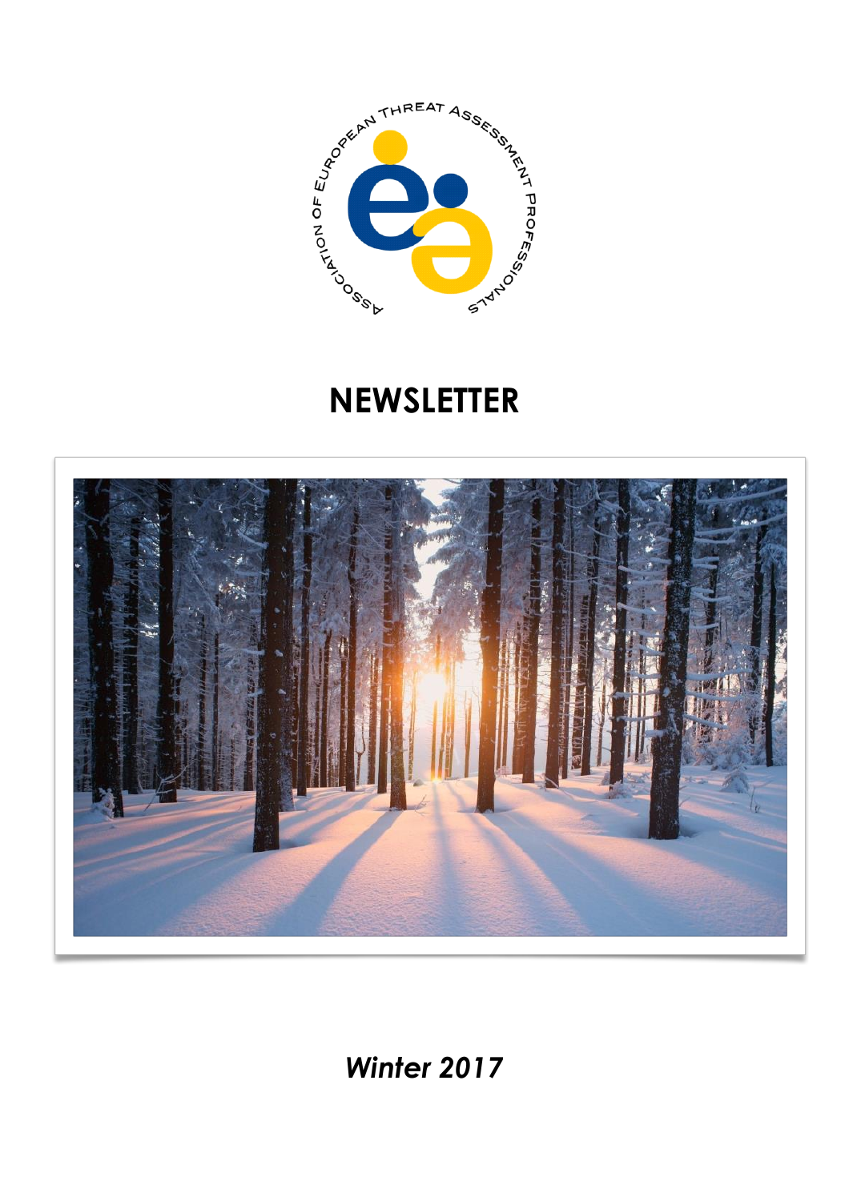ASSOCIATION OF EUROPEAN THREAT ASSESSMENT PROFESSIONALS

# NEWSLETTER

*Winter 2017*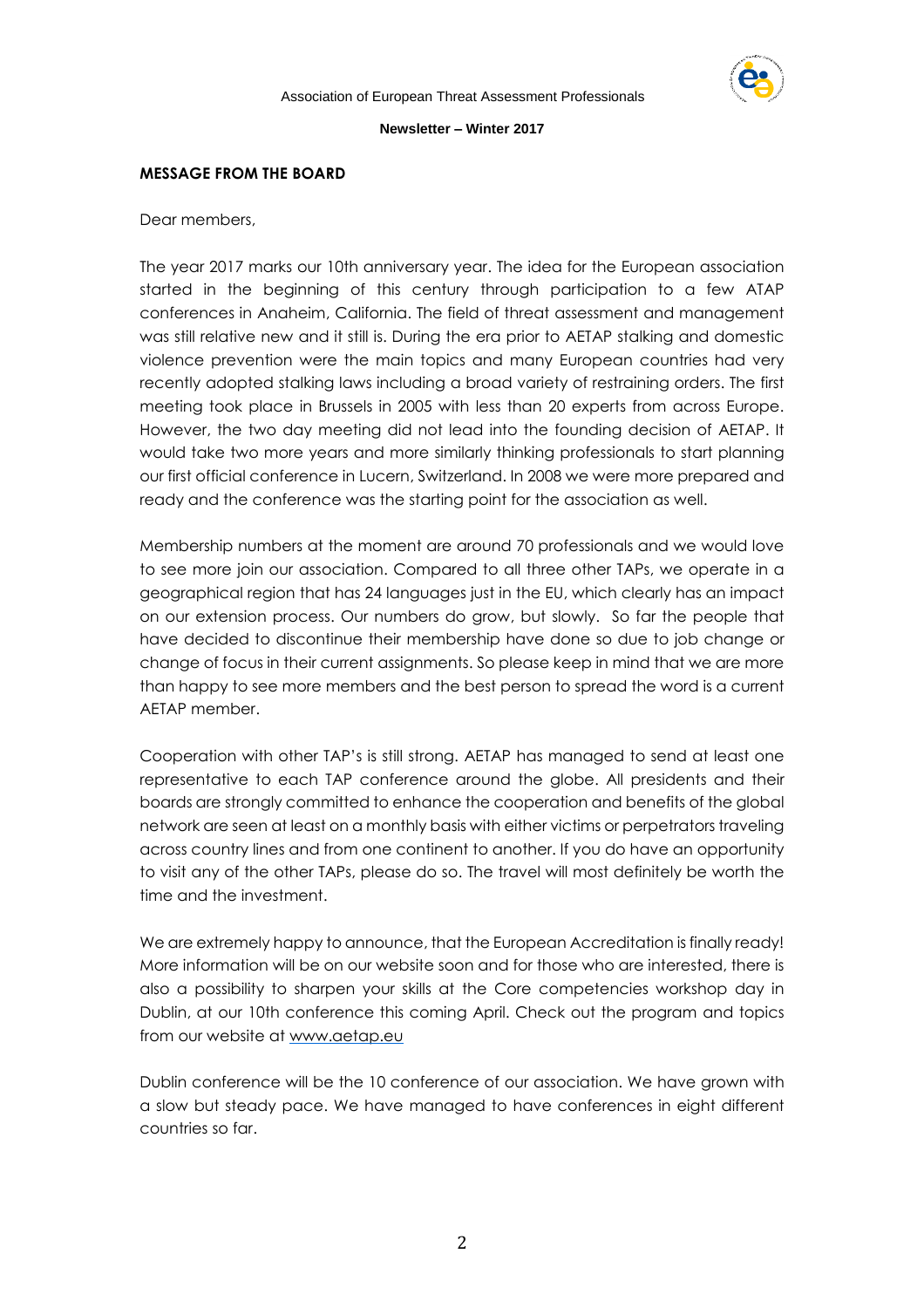## MESSAGE FROM THE BOARD

Dear members,

The year 2017 marks our 10th anniversary year. The idea for the European association started in the beginning of this century through participation to a few ATAP conferences in Anaheim, California. The field of threat assessment and management was still relative new and it still is. During the era prior to AETAP stalking and domestic violence prevention were the main topics and many European countries had very recently adopted stalking laws including a broad variety of restraining orders. The first meeting took place in Brussels in 2005 with less than 20 experts from across Europe. However, the two day meeting did not lead into the founding decision of AETAP. It would take two more years and more similarly thinking professionals to start planning our first official conference in Lucern, Switzerland. In 2008 we were more prepared and ready and the conference was the starting point for the association as well.

Membership numbers at the moment are around 70 professionals and we would love to see more join our association. Compared to all three other TAPs, we operate in a geographical region that has 24 languages just in the EU, which clearly has an impact on our extension process. Our numbers do grow, but slowly. So far the people that have decided to discontinue their membership have done so due to job change or change of focus in their current assignments. So please keep in mind that we are more than happy to see more members and the best person to spread the word is a current AETAP member.

Cooperation with other TAP's is still strong. AETAP has managed to send at least one representative to each TAP conference around the globe. All presidents and their boards are strongly committed to enhance the cooperation and benefits of the global network are seen at least on a monthly basis with either victims or perpetrators traveling across country lines and from one continent to another. If you do have an opportunity to visit any of the other TAPs, please do so. The travel will most definitely be worth the time and the investment.

We are extremely happy to announce, that the European Accreditation is finally ready! More information will be on our website soon and for those who are interested, there is also a possibility to sharpen your skills at the Core competencies workshop day in Dublin, at our 10th conference this coming April. Check out the program and topics from our website at www.aetap.eu

Dublin conference will be the 10 conference of our association. We have grown with a slow but steady pace. We have managed to have conferences in eight different countries so far.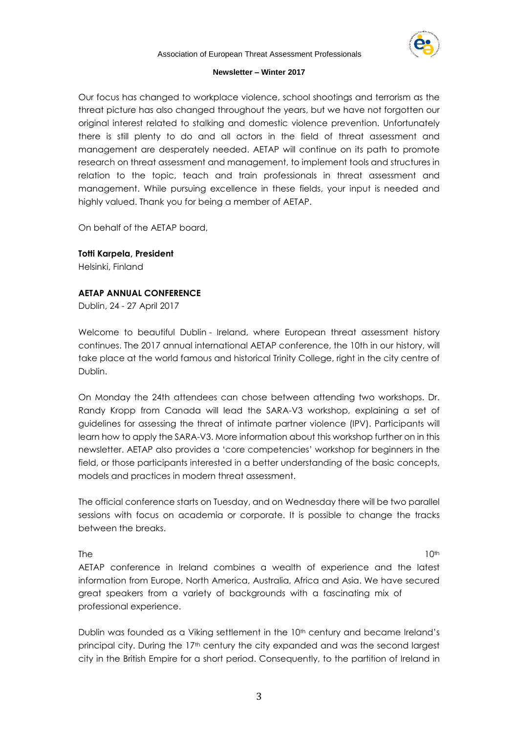Our focus has changed to workplace violence, school shootings and terrorism as the threat picture has also changed throughout the years, but we have not forgotten our original interest related to stalking and domestic violence prevention. Unfortunately there is still plenty to do and all actors in the field of threat assessment and management are desperately needed. AETAP will continue on its path to promote research on threat assessment and management, to implement tools and structures in relation to the topic, teach and train professionals in threat assessment and management. While pursuing excellence in these fields, your input is needed and highly valued. Thank you for being a member of AETAP.

On behalf of the AETAP board,

**Totti Karpela, President**
Helsinki, Finland

**AETAP ANNUAL CONFERENCE**
Dublin, 24 - 27 April 2017

Welcome to beautiful Dublin - Ireland, where European threat assessment history continues. The 2017 annual international AETAP conference, the 10th in our history, will take place at the world famous and historical Trinity College, right in the city centre of Dublin.

On Monday the 24th attendees can chose between attending two workshops. Dr. Randy Kropp from Canada will lead the SARA-V3 workshop, explaining a set of guidelines for assessing the threat of intimate partner violence (IPV). Participants will learn how to apply the SARA-V3. More information about this workshop further on in this newsletter. AETAP also provides a 'core competencies' workshop for beginners in the field, or those participants interested in a better understanding of the basic concepts, models and practices in modern threat assessment.

The official conference starts on Tuesday, and on Wednesday there will be two parallel sessions with focus on academia or corporate. It is possible to change the tracks between the breaks.

The 10th AETAP conference in Ireland combines a wealth of experience and the latest information from Europe, North America, Australia, Africa and Asia. We have secured great speakers from a variety of backgrounds with a fascinating mix of professional experience.

Dublin was founded as a Viking settlement in the 10th century and became Ireland's principal city. During the 17th century the city expanded and was the second largest city in the British Empire for a short period. Consequently, to the partition of Ireland in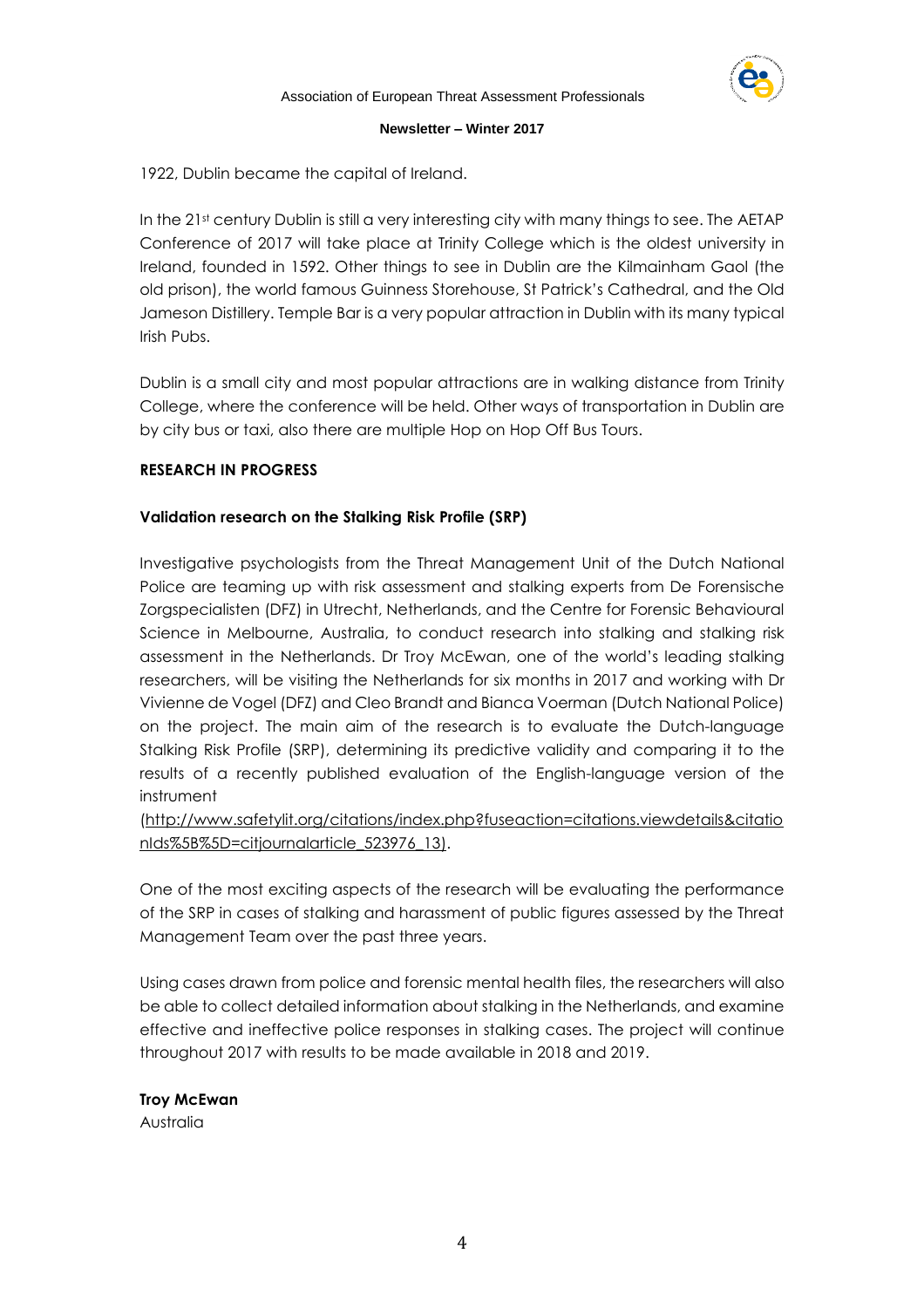1922, Dublin became the capital of Ireland.

In the 21st century Dublin is still a very interesting city with many things to see. The AETAP Conference of 2017 will take place at Trinity College which is the oldest university in Ireland, founded in 1592. Other things to see in Dublin are the Kilmainham Gaol (the old prison), the world famous Guinness Storehouse, St Patrick's Cathedral, and the Old Jameson Distillery. Temple Bar is a very popular attraction in Dublin with its many typical Irish Pubs.

Dublin is a small city and most popular attractions are in walking distance from Trinity College, where the conference will be held. Other ways of transportation in Dublin are by city bus or taxi, also there are multiple Hop on Hop Off Bus Tours.

**RESEARCH IN PROGRESS**

**Validation research on the Stalking Risk Profile (SRP)**

Investigative psychologists from the Threat Management Unit of the Dutch National Police are teaming up with risk assessment and stalking experts from De Forensische Zorgspecialisten (DFZ) in Utrecht, Netherlands, and the Centre for Forensic Behavioural Science in Melbourne, Australia, to conduct research into stalking and stalking risk assessment in the Netherlands. Dr Troy McEwan, one of the world's leading stalking researchers, will be visiting the Netherlands for six months in 2017 and working with Dr Vivienne de Vogel (DFZ) and Cleo Brandt and Bianca Voerman (Dutch National Police) on the project. The main aim of the research is to evaluate the Dutch-language Stalking Risk Profile (SRP), determining its predictive validity and comparing it to the results of a recently published evaluation of the English-language version of the instrument (http://www.safetylit.org/citations/index.php?fuseaction=citations.viewdetails&citationIds%5B%5D=citjournalarticle_523976_13).

One of the most exciting aspects of the research will be evaluating the performance of the SRP in cases of stalking and harassment of public figures assessed by the Threat Management Team over the past three years.

Using cases drawn from police and forensic mental health files, the researchers will also be able to collect detailed information about stalking in the Netherlands, and examine effective and ineffective police responses in stalking cases. The project will continue throughout 2017 with results to be made available in 2018 and 2019.

**Troy McEwan**
Australia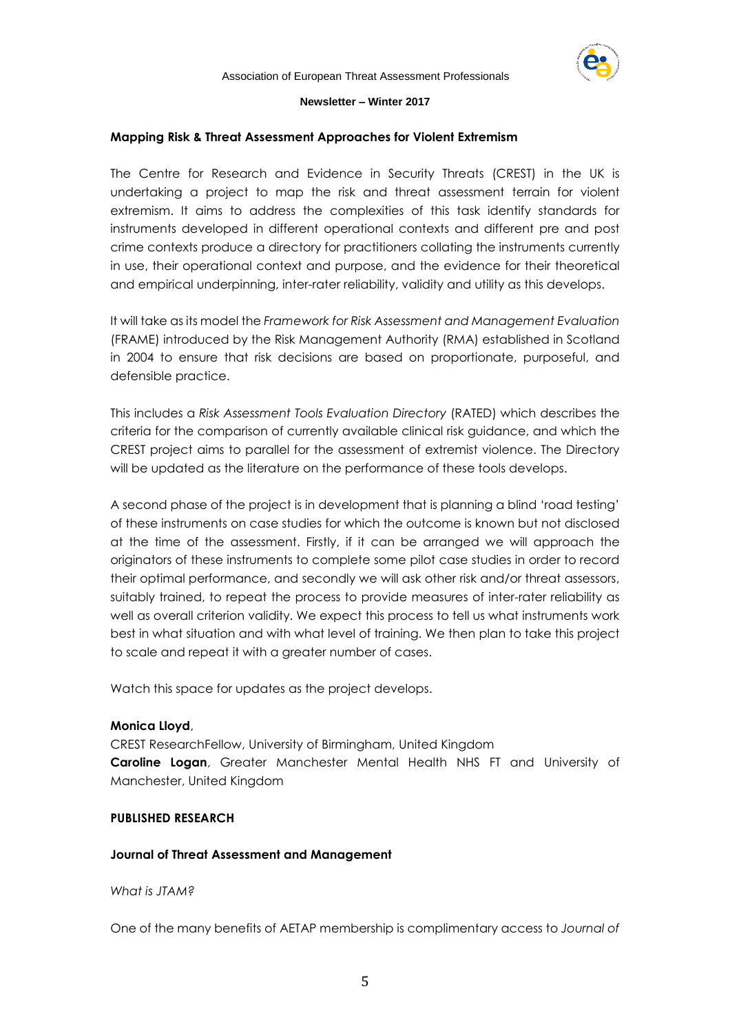## Mapping Risk & Threat Assessment Approaches for Violent Extremism

The Centre for Research and Evidence in Security Threats (CREST) in the UK is undertaking a project to map the risk and threat assessment terrain for violent extremism. It aims to address the complexities of this task identify standards for instruments developed in different operational contexts and different pre and post crime contexts produce a directory for practitioners collating the instruments currently in use, their operational context and purpose, and the evidence for their theoretical and empirical underpinning, inter-rater reliability, validity and utility as this develops.

It will take as its model the *Framework for Risk Assessment and Management Evaluation* (FRAME) introduced by the Risk Management Authority (RMA) established in Scotland in 2004 to ensure that risk decisions are based on proportionate, purposeful, and defensible practice.

This includes a *Risk Assessment Tools Evaluation Directory* (RATED) which describes the criteria for the comparison of currently available clinical risk guidance, and which the CREST project aims to parallel for the assessment of extremist violence. The Directory will be updated as the literature on the performance of these tools develops.

A second phase of the project is in development that is planning a blind 'road testing' of these instruments on case studies for which the outcome is known but not disclosed at the time of the assessment. Firstly, if it can be arranged we will approach the originators of these instruments to complete some pilot case studies in order to record their optimal performance, and secondly we will ask other risk and/or threat assessors, suitably trained, to repeat the process to provide measures of inter-rater reliability as well as overall criterion validity. We expect this process to tell us what instruments work best in what situation and with what level of training. We then plan to take this project to scale and repeat it with a greater number of cases.

Watch this space for updates as the project develops.

**Monica Lloyd**,
CREST ResearchFellow, University of Birmingham, United Kingdom
**Caroline Logan**, Greater Manchester Mental Health NHS FT and University of Manchester, United Kingdom

## PUBLISHED RESEARCH

### Journal of Threat Assessment and Management

*What is JTAM?*

One of the many benefits of AETAP membership is complimentary access to *Journal of*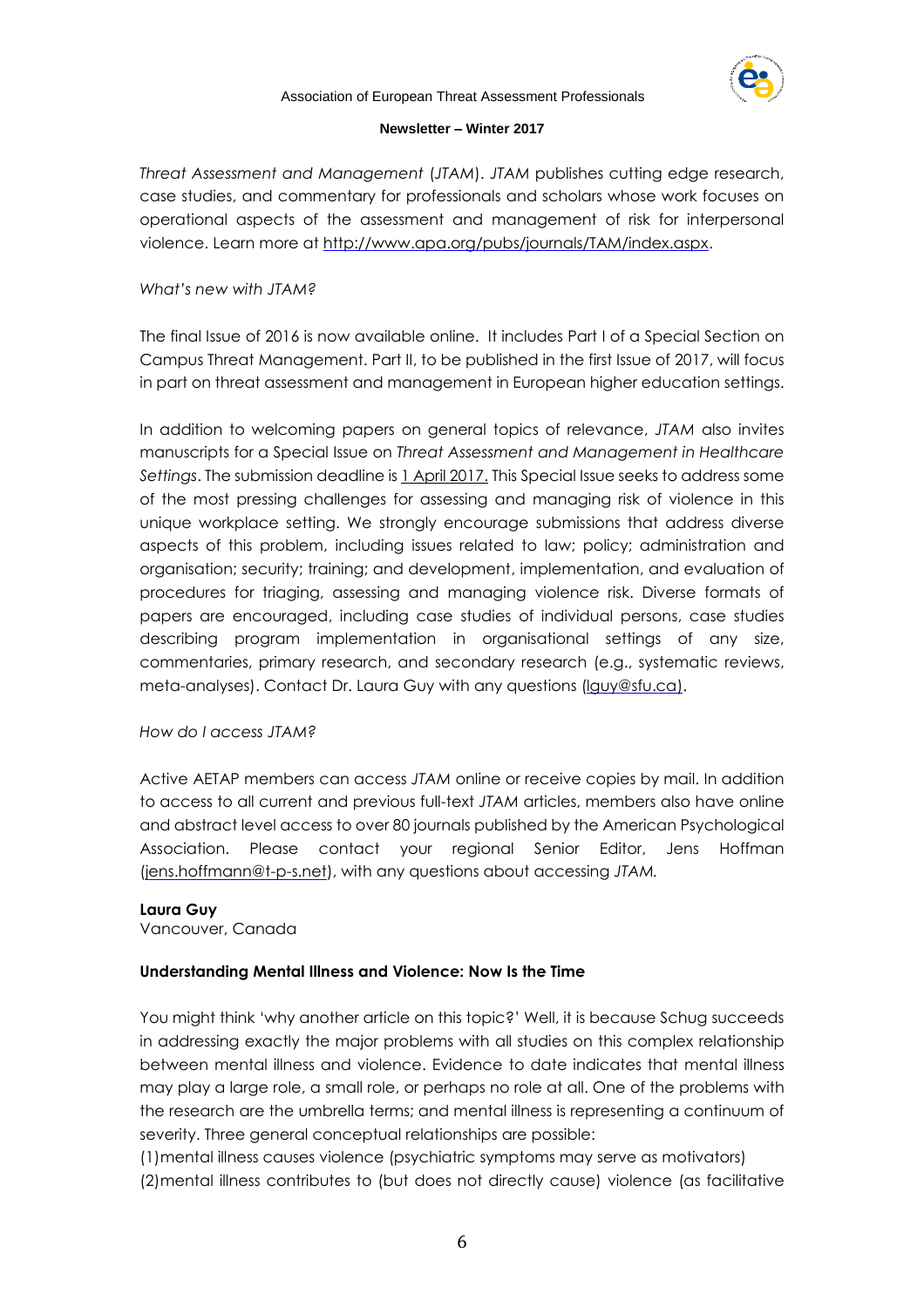*Threat Assessment and Management* (*JTAM*). *JTAM* publishes cutting edge research, case studies, and commentary for professionals and scholars whose work focuses on operational aspects of the assessment and management of risk for interpersonal violence. Learn more at http://www.apa.org/pubs/journals/TAM/index.aspx.

*What's new with JTAM?*

The final Issue of 2016 is now available online. It includes Part I of a Special Section on Campus Threat Management. Part II, to be published in the first Issue of 2017, will focus in part on threat assessment and management in European higher education settings.

In addition to welcoming papers on general topics of relevance, *JTAM* also invites manuscripts for a Special Issue on *Threat Assessment and Management in Healthcare Settings*. The submission deadline is 1 April 2017. This Special Issue seeks to address some of the most pressing challenges for assessing and managing risk of violence in this unique workplace setting. We strongly encourage submissions that address diverse aspects of this problem, including issues related to law; policy; administration and organisation; security; training; and development, implementation, and evaluation of procedures for triaging, assessing and managing violence risk. Diverse formats of papers are encouraged, including case studies of individual persons, case studies describing program implementation in organisational settings of any size, commentaries, primary research, and secondary research (e.g., systematic reviews, meta-analyses). Contact Dr. Laura Guy with any questions (lguy@sfu.ca).

*How do I access JTAM?*

Active AETAP members can access *JTAM* online or receive copies by mail. In addition to access to all current and previous full-text *JTAM* articles, members also have online and abstract level access to over 80 journals published by the American Psychological Association. Please contact your regional Senior Editor, Jens Hoffman (jens.hoffmann@t-p-s.net), with any questions about accessing *JTAM.*

**Laura Guy**
Vancouver, Canada

**Understanding Mental Illness and Violence: Now Is the Time**

You might think 'why another article on this topic?' Well, it is because Schug succeeds in addressing exactly the major problems with all studies on this complex relationship between mental illness and violence. Evidence to date indicates that mental illness may play a large role, a small role, or perhaps no role at all. One of the problems with the research are the umbrella terms; and mental illness is representing a continuum of severity. Three general conceptual relationships are possible:

(1) mental illness causes violence (psychiatric symptoms may serve as motivators)
(2) mental illness contributes to (but does not directly cause) violence (as facilitative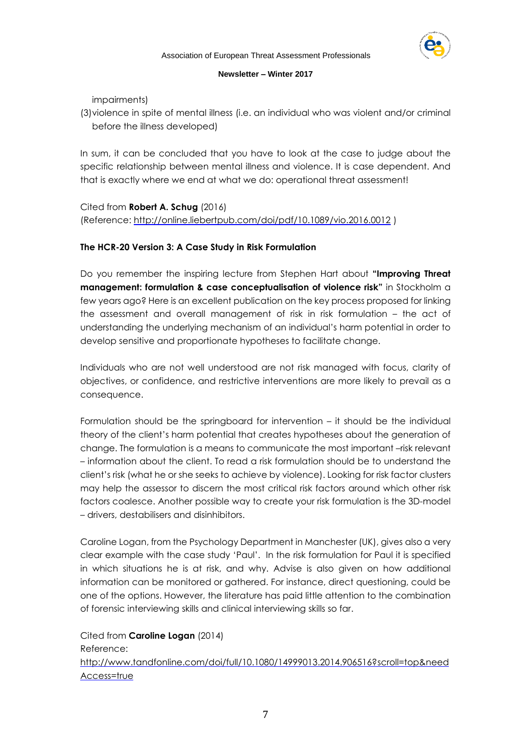impairments)

(3) violence in spite of mental illness (i.e. an individual who was violent and/or criminal before the illness developed)

In sum, it can be concluded that you have to look at the case to judge about the specific relationship between mental illness and violence. It is case dependent. And that is exactly where we end at what we do: operational threat assessment!

Cited from **Robert A. Schug** (2016)
(Reference: http://online.liebertpub.com/doi/pdf/10.1089/vio.2016.0012 )

**The HCR-20 Version 3: A Case Study in Risk Formulation**

Do you remember the inspiring lecture from Stephen Hart about **"Improving Threat management: formulation & case conceptualisation of violence risk"** in Stockholm a few years ago? Here is an excellent publication on the key process proposed for linking the assessment and overall management of risk in risk formulation – the act of understanding the underlying mechanism of an individual's harm potential in order to develop sensitive and proportionate hypotheses to facilitate change.

Individuals who are not well understood are not risk managed with focus, clarity of objectives, or confidence, and restrictive interventions are more likely to prevail as a consequence.

Formulation should be the springboard for intervention – it should be the individual theory of the client's harm potential that creates hypotheses about the generation of change. The formulation is a means to communicate the most important –risk relevant – information about the client. To read a risk formulation should be to understand the client's risk (what he or she seeks to achieve by violence). Looking for risk factor clusters may help the assessor to discern the most critical risk factors around which other risk factors coalesce. Another possible way to create your risk formulation is the 3D-model – drivers, destabilisers and disinhibitors.

Caroline Logan, from the Psychology Department in Manchester (UK), gives also a very clear example with the case study 'Paul'. In the risk formulation for Paul it is specified in which situations he is at risk, and why. Advise is also given on how additional information can be monitored or gathered. For instance, direct questioning, could be one of the options. However, the literature has paid little attention to the combination of forensic interviewing skills and clinical interviewing skills so far.

Cited from **Caroline Logan** (2014)
Reference:
http://www.tandfonline.com/doi/full/10.1080/14999013.2014.906516?scroll=top&needAccess=true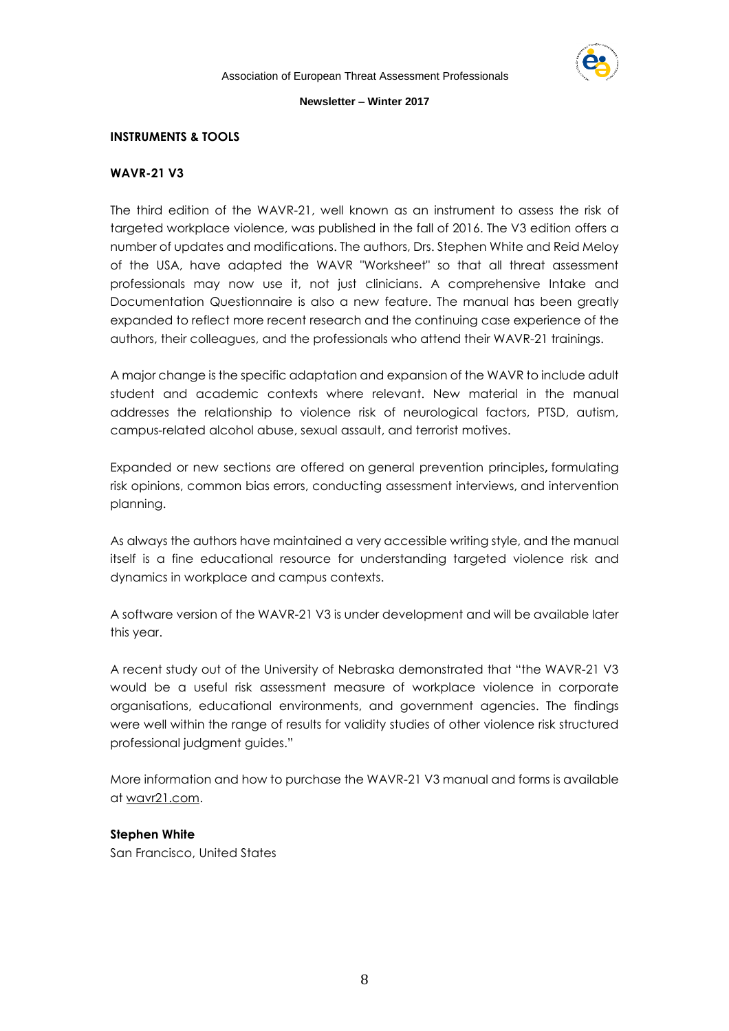## INSTRUMENTS & TOOLS

### WAVR-21 V3

The third edition of the WAVR-21, well known as an instrument to assess the risk of targeted workplace violence, was published in the fall of 2016. The V3 edition offers a number of updates and modifications. The authors, Drs. Stephen White and Reid Meloy of the USA, have adapted the WAVR "Worksheet" so that all threat assessment professionals may now use it, not just clinicians. A comprehensive Intake and Documentation Questionnaire is also a new feature. The manual has been greatly expanded to reflect more recent research and the continuing case experience of the authors, their colleagues, and the professionals who attend their WAVR-21 trainings.

A major change is the specific adaptation and expansion of the WAVR to include adult student and academic contexts where relevant. New material in the manual addresses the relationship to violence risk of neurological factors, PTSD, autism, campus-related alcohol abuse, sexual assault, and terrorist motives.

Expanded or new sections are offered on general prevention principles**,** formulating risk opinions, common bias errors, conducting assessment interviews, and intervention planning.

As always the authors have maintained a very accessible writing style, and the manual itself is a fine educational resource for understanding targeted violence risk and dynamics in workplace and campus contexts.

A software version of the WAVR-21 V3 is under development and will be available later this year.

A recent study out of the University of Nebraska demonstrated that "the WAVR-21 V3 would be a useful risk assessment measure of workplace violence in corporate organisations, educational environments, and government agencies. The findings were well within the range of results for validity studies of other violence risk structured professional judgment guides."

More information and how to purchase the WAVR-21 V3 manual and forms is available at wavr21.com.

**Stephen White**
San Francisco, United States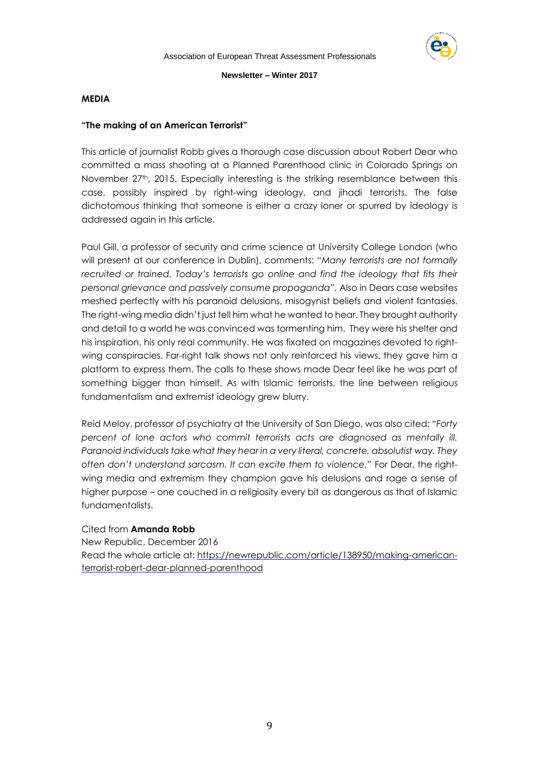**MEDIA**

**"The making of an American Terrorist"**

This article of journalist Robb gives a thorough case discussion about Robert Dear who committed a mass shooting at a Planned Parenthood clinic in Colorado Springs on November 27th, 2015. Especially interesting is the striking resemblance between this case, possibly inspired by right-wing ideology, and jihadi terrorists. The false dichotomous thinking that someone is either a crazy loner or spurred by ideology is addressed again in this article.

Paul Gill, a professor of security and crime science at University College London (who will present at our conference in Dublin), comments: *"Many terrorists are not formally recruited or trained. Today's terrorists go online and find the ideology that fits their personal grievance and passively consume propaganda".* Also in Dears case websites meshed perfectly with his paranoid delusions, misogynist beliefs and violent fantasies. The right-wing media didn't just tell him what he wanted to hear. They brought authority and detail to a world he was convinced was tormenting him. They were his shelter and his inspiration, his only real community. He was fixated on magazines devoted to right-wing conspiracies. Far-right talk shows not only reinforced his views, they gave him a platform to express them. The calls to these shows made Dear feel like he was part of something bigger than himself. As with Islamic terrorists, the line between religious fundamentalism and extremist ideology grew blurry.

Reid Meloy, professor of psychiatry at the University of San Diego, was also cited: *"Forty percent of lone actors who commit terrorists acts are diagnosed as mentally ill. Paranoid individuals take what they hear in a very literal, concrete, absolutist way. They often don't understand sarcasm. It can excite them to violence."* For Dear, the right-wing media and extremism they champion gave his delusions and rage a sense of higher purpose – one couched in a religiosity every bit as dangerous as that of Islamic fundamentalists.

Cited from **Amanda Robb**
New Republic, December 2016
Read the whole article at: https://newrepublic.com/article/138950/making-american-terrorist-robert-dear-planned-parenthood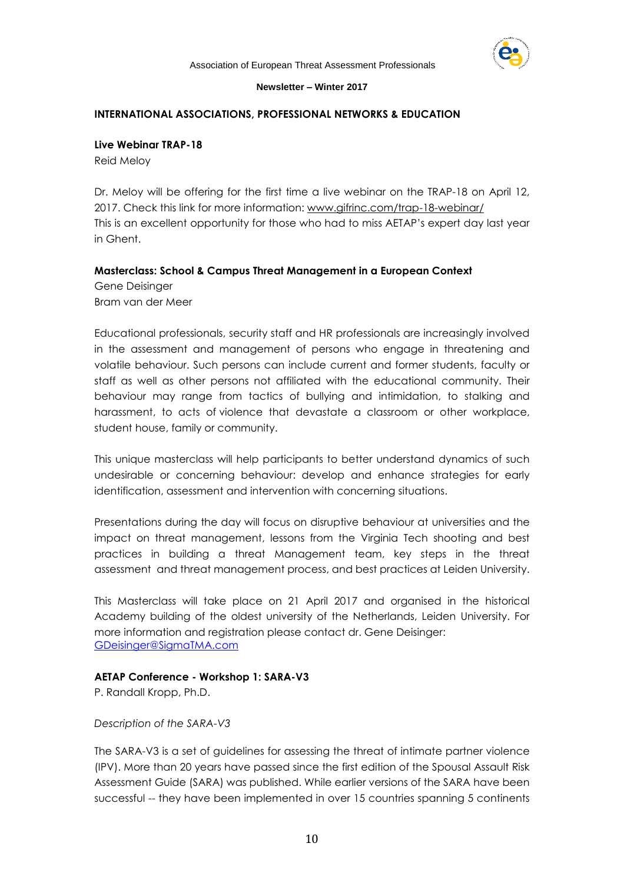**INTERNATIONAL ASSOCIATIONS, PROFESSIONAL NETWORKS & EDUCATION**

**Live Webinar TRAP-18**

Reid Meloy

Dr. Meloy will be offering for the first time a live webinar on the TRAP-18 on April 12, 2017. Check this link for more information: www.gifrinc.com/trap-18-webinar/
This is an excellent opportunity for those who had to miss AETAP's expert day last year in Ghent.

**Masterclass: School & Campus Threat Management in a European Context**

Gene Deisinger
Bram van der Meer

Educational professionals, security staff and HR professionals are increasingly involved in the assessment and management of persons who engage in threatening and volatile behaviour. Such persons can include current and former students, faculty or staff as well as other persons not affiliated with the educational community. Their behaviour may range from tactics of bullying and intimidation, to stalking and harassment, to acts of violence that devastate a classroom or other workplace, student house, family or community.

This unique masterclass will help participants to better understand dynamics of such undesirable or concerning behaviour: develop and enhance strategies for early identification, assessment and intervention with concerning situations.

Presentations during the day will focus on disruptive behaviour at universities and the impact on threat management, lessons from the Virginia Tech shooting and best practices in building a threat Management team, key steps in the threat assessment and threat management process, and best practices at Leiden University.

This Masterclass will take place on 21 April 2017 and organised in the historical Academy building of the oldest university of the Netherlands, Leiden University. For more information and registration please contact dr. Gene Deisinger:
GDeisinger@SigmaTMA.com

**AETAP Conference - Workshop 1: SARA-V3**

P. Randall Kropp, Ph.D.

*Description of the SARA-V3*

The SARA-V3 is a set of guidelines for assessing the threat of intimate partner violence (IPV). More than 20 years have passed since the first edition of the Spousal Assault Risk Assessment Guide (SARA) was published. While earlier versions of the SARA have been successful -- they have been implemented in over 15 countries spanning 5 continents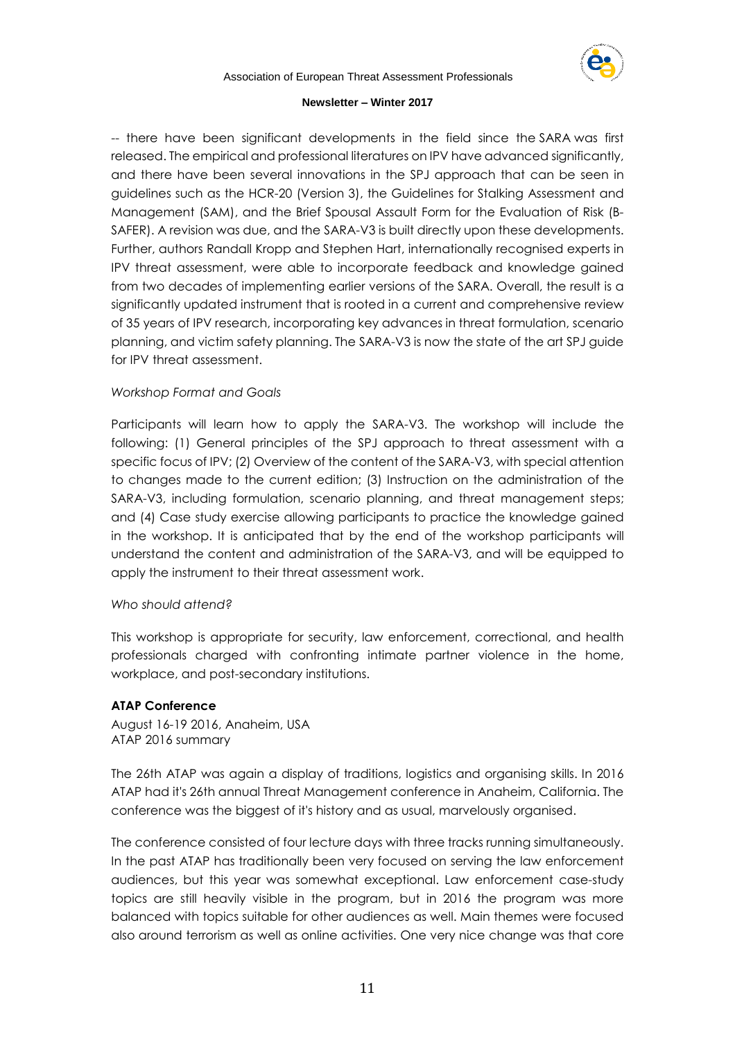-- there have been significant developments in the field since the SARA was first released. The empirical and professional literatures on IPV have advanced significantly, and there have been several innovations in the SPJ approach that can be seen in guidelines such as the HCR-20 (Version 3), the Guidelines for Stalking Assessment and Management (SAM), and the Brief Spousal Assault Form for the Evaluation of Risk (B-SAFER). A revision was due, and the SARA-V3 is built directly upon these developments. Further, authors Randall Kropp and Stephen Hart, internationally recognised experts in IPV threat assessment, were able to incorporate feedback and knowledge gained from two decades of implementing earlier versions of the SARA. Overall, the result is a significantly updated instrument that is rooted in a current and comprehensive review of 35 years of IPV research, incorporating key advances in threat formulation, scenario planning, and victim safety planning. The SARA-V3 is now the state of the art SPJ guide for IPV threat assessment.

*Workshop Format and Goals*

Participants will learn how to apply the SARA-V3. The workshop will include the following: (1) General principles of the SPJ approach to threat assessment with a specific focus of IPV; (2) Overview of the content of the SARA-V3, with special attention to changes made to the current edition; (3) Instruction on the administration of the SARA-V3, including formulation, scenario planning, and threat management steps; and (4) Case study exercise allowing participants to practice the knowledge gained in the workshop. It is anticipated that by the end of the workshop participants will understand the content and administration of the SARA-V3, and will be equipped to apply the instrument to their threat assessment work.

*Who should attend?*

This workshop is appropriate for security, law enforcement, correctional, and health professionals charged with confronting intimate partner violence in the home, workplace, and post-secondary institutions.

**ATAP Conference**

August 16-19 2016, Anaheim, USA
ATAP 2016 summary

The 26th ATAP was again a display of traditions, logistics and organising skills. In 2016 ATAP had it's 26th annual Threat Management conference in Anaheim, California. The conference was the biggest of it's history and as usual, marvelously organised.

The conference consisted of four lecture days with three tracks running simultaneously. In the past ATAP has traditionally been very focused on serving the law enforcement audiences, but this year was somewhat exceptional. Law enforcement case-study topics are still heavily visible in the program, but in 2016 the program was more balanced with topics suitable for other audiences as well. Main themes were focused also around terrorism as well as online activities. One very nice change was that core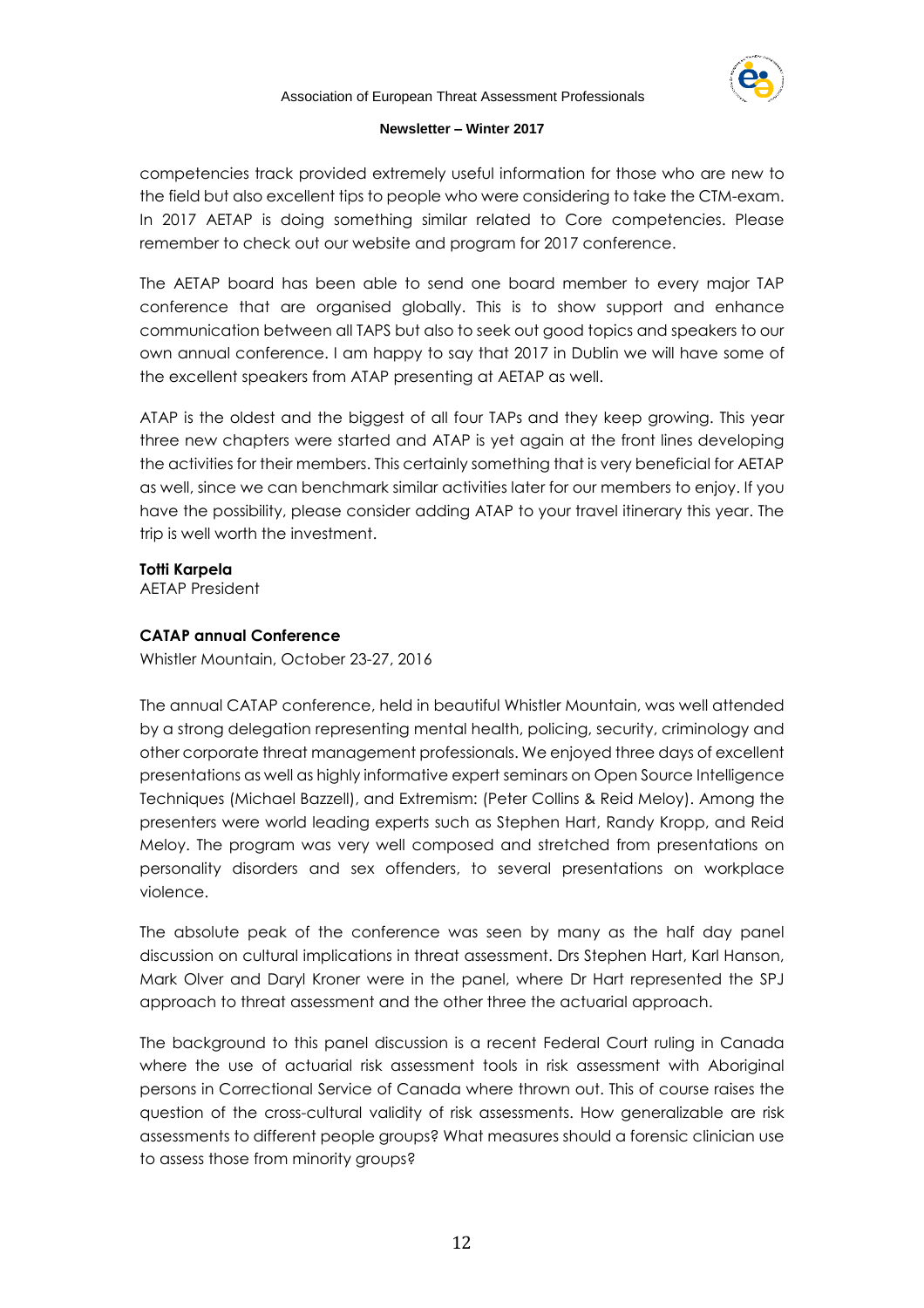competencies track provided extremely useful information for those who are new to the field but also excellent tips to people who were considering to take the CTM-exam. In 2017 AETAP is doing something similar related to Core competencies. Please remember to check out our website and program for 2017 conference.

The AETAP board has been able to send one board member to every major TAP conference that are organised globally. This is to show support and enhance communication between all TAPS but also to seek out good topics and speakers to our own annual conference. I am happy to say that 2017 in Dublin we will have some of the excellent speakers from ATAP presenting at AETAP as well.

ATAP is the oldest and the biggest of all four TAPs and they keep growing. This year three new chapters were started and ATAP is yet again at the front lines developing the activities for their members. This certainly something that is very beneficial for AETAP as well, since we can benchmark similar activities later for our members to enjoy. If you have the possibility, please consider adding ATAP to your travel itinerary this year. The trip is well worth the investment.

**Totti Karpela**
AETAP President

**CATAP annual Conference**
Whistler Mountain, October 23-27, 2016

The annual CATAP conference, held in beautiful Whistler Mountain, was well attended by a strong delegation representing mental health, policing, security, criminology and other corporate threat management professionals. We enjoyed three days of excellent presentations as well as highly informative expert seminars on Open Source Intelligence Techniques (Michael Bazzell), and Extremism: (Peter Collins & Reid Meloy). Among the presenters were world leading experts such as Stephen Hart, Randy Kropp, and Reid Meloy. The program was very well composed and stretched from presentations on personality disorders and sex offenders, to several presentations on workplace violence.

The absolute peak of the conference was seen by many as the half day panel discussion on cultural implications in threat assessment. Drs Stephen Hart, Karl Hanson, Mark Olver and Daryl Kroner were in the panel, where Dr Hart represented the SPJ approach to threat assessment and the other three the actuarial approach.

The background to this panel discussion is a recent Federal Court ruling in Canada where the use of actuarial risk assessment tools in risk assessment with Aboriginal persons in Correctional Service of Canada where thrown out. This of course raises the question of the cross-cultural validity of risk assessments. How generalizable are risk assessments to different people groups? What measures should a forensic clinician use to assess those from minority groups?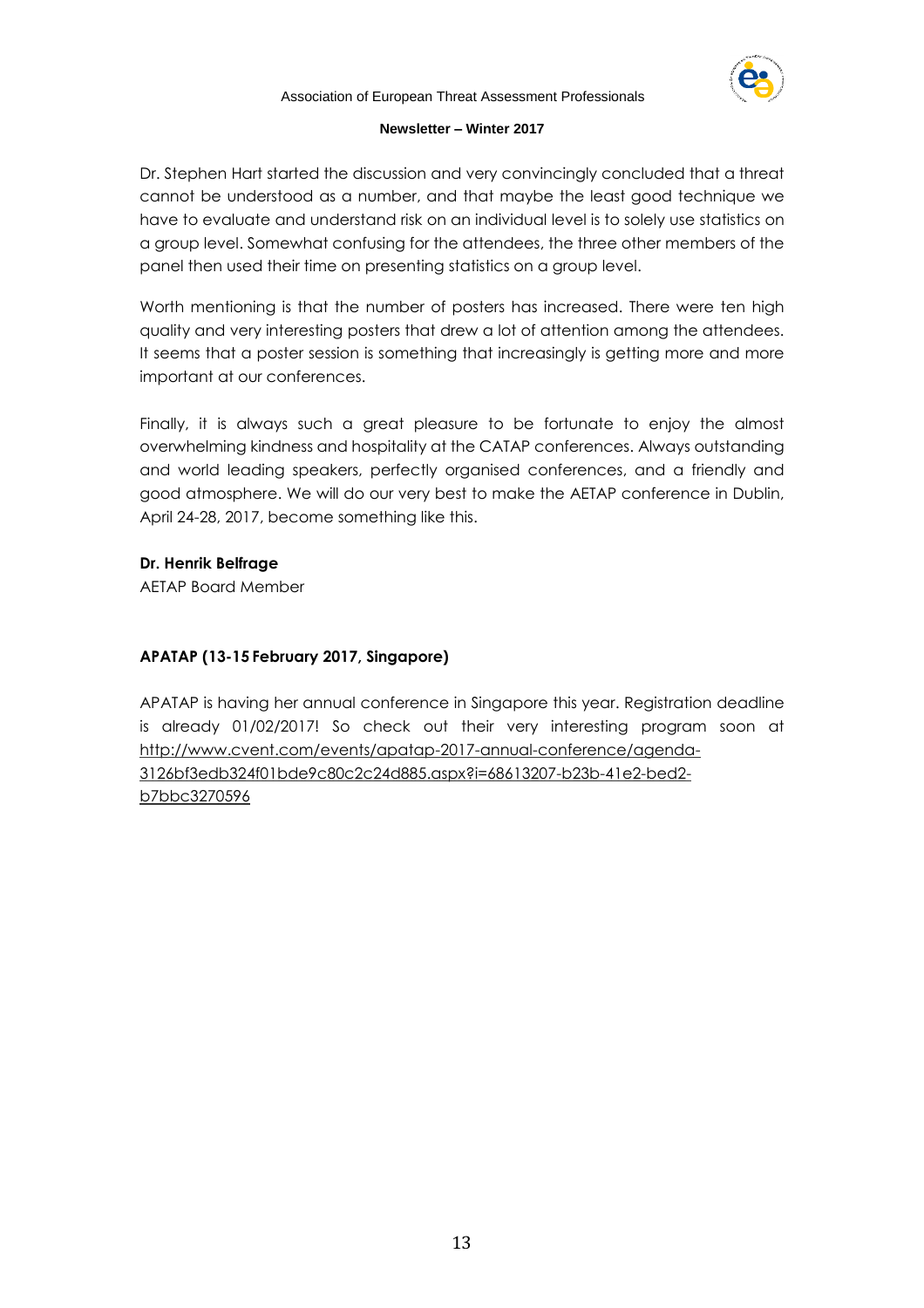Dr. Stephen Hart started the discussion and very convincingly concluded that a threat cannot be understood as a number, and that maybe the least good technique we have to evaluate and understand risk on an individual level is to solely use statistics on a group level. Somewhat confusing for the attendees, the three other members of the panel then used their time on presenting statistics on a group level.

Worth mentioning is that the number of posters has increased. There were ten high quality and very interesting posters that drew a lot of attention among the attendees. It seems that a poster session is something that increasingly is getting more and more important at our conferences.

Finally, it is always such a great pleasure to be fortunate to enjoy the almost overwhelming kindness and hospitality at the CATAP conferences. Always outstanding and world leading speakers, perfectly organised conferences, and a friendly and good atmosphere. We will do our very best to make the AETAP conference in Dublin, April 24-28, 2017, become something like this.

**Dr. Henrik Belfrage**
AETAP Board Member

**APATAP (13-15 February 2017, Singapore)**

APATAP is having her annual conference in Singapore this year. Registration deadline is already 01/02/2017! So check out their very interesting program soon at http://www.cvent.com/events/apatap-2017-annual-conference/agenda-3126bf3edb324f01bde9c80c2c24d885.aspx?i=68613207-b23b-41e2-bed2-b7bbc3270596